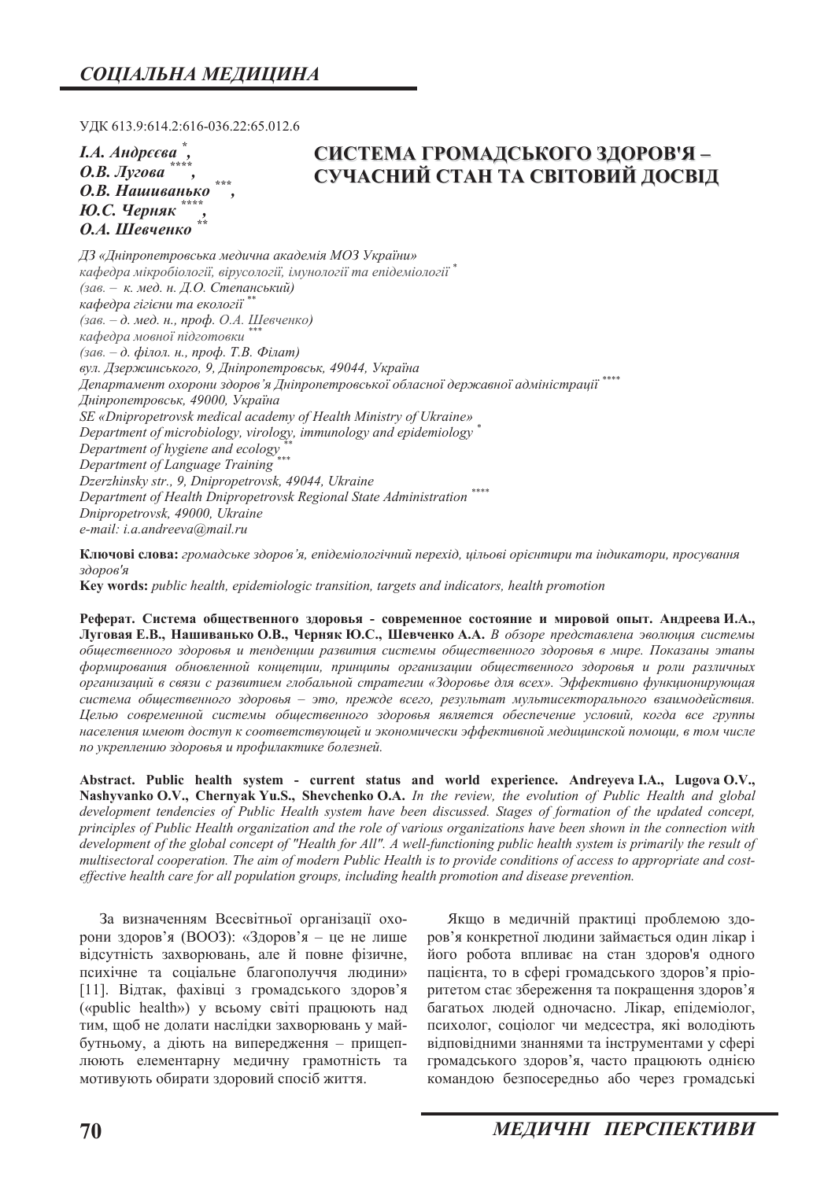УДК 613.9:614.2:616-036.22:65.012.6

*І.А. Андрєєва [*], О.В. Лугова [****], О.В. Нашиванько [***], Ю.С. Черняк [****], О.А. Шевченко [**]*

# СИСТЕМА ГРОМАДСЬКОГО ЗДОРОВ'Я – СУЧАСНИЙ СТАН ТА СВІТОВИЙ ДОСВІД

*ДЗ «Дніпропетровська медична академія МОЗ України»*
*кафедра мікробіології, вірусології, імунології та епідеміології [*]*
*(зав. – к. мед. н. Д.О. Степанський)*
*кафедра гігієни та екології [**]*
*(зав. – д. мед. н., проф. О.А. Шевченко)*
*кафедра мовної підготовки [***]*
*(зав. – д. філол. н., проф. Т.В. Філат)*
*вул. Дзержинського, 9, Дніпропетровськ, 49044, Україна*
*Департамент охорони здоров'я Дніпропетровської обласної державної адміністрації [****]*
*Дніпропетровськ, 49000, Україна*
*SE «Dnipropetrovsk medical academy of Health Ministry of Ukraine»*
*Department of microbiology, virology, immunology and epidemiology [*]*
*Department of hygiene and ecology [**]*
*Department of Language Training [***]*
*Dzerzhinsky str., 9, Dnipropetrovsk, 49044, Ukraine*
*Department of Health Dnipropetrovsk Regional State Administration [****]*
*Dnipropetrovsk, 49000, Ukraine*
*e-mail: i.a.andreeva@mail.ru*

**Ключові слова:** *громадське здоров'я, епідеміологічний перехід, цільові орієнтири та індикатори, просування здоров'я*
**Key words:** *public health, epidemiologic transition, targets and indicators, health promotion*

**Реферат. Система общественного здоровья - современное состояние и мировой опыт. Андреева И.А., Луговая Е.В., Нашиванько О.В., Черняк Ю.С., Шевченко А.А.** *В обзоре представлена эволюция системы общественного здоровья и тенденции развития системы общественного здоровья в мире. Показаны этапы формирования обновленной концепции, принципы организации общественного здоровья и роли различных организаций в связи с развитием глобальной стратегии «Здоровье для всех». Эффективно функционирующая система общественного здоровья – это, прежде всего, результат мультисекторального взаимодействия. Целью современной системы общественного здоровья является обеспечение условий, когда все группы населения имеют доступ к соответствующей и экономически эффективной медицинской помощи, в том числе по укреплению здоровья и профилактике болезней.*

**Abstract. Public health system - current status and world experience. Andreyeva I.A., Lugova O.V., Nashyvanko O.V., Chernyak Yu.S., Shevchenko O.A.** *In the review, the evolution of Public Health and global development tendencies of Public Health system have been discussed. Stages of formation of the updated concept, principles of Public Health organization and the role of various organizations have been shown in the connection with development of the global concept of "Health for All". A well-functioning public health system is primarily the result of multisectoral cooperation. The aim of modern Public Health is to provide conditions of access to appropriate and cost-effective health care for all population groups, including health promotion and disease prevention.*

За визначенням Всесвітньої організації охорони здоров'я (ВООЗ): «Здоров'я – це не лише відсутність захворювань, але й повне фізичне, психічне та соціальне благополуччя людини» [11]. Відтак, фахівці з громадського здоров'я («public health») у всьому світі працюють над тим, щоб не долати наслідки захворювань у майбутньому, а діють на випередження – прищеплюють елементарну медичну грамотність та мотивують обирати здоровий спосіб життя.

Якщо в медичній практиці проблемою здоров'я конкретної людини займається один лікар і його робота впливає на стан здоров'я одного пацієнта, то в сфері громадського здоров'я пріоритетом стає збереження та покращення здоров'я багатьох людей одночасно. Лікар, епідеміолог, психолог, соціолог чи медсестра, які володіють відповідними знаннями та інструментами у сфері громадського здоров'я, часто працюють однією командою безпосередньо або через громадські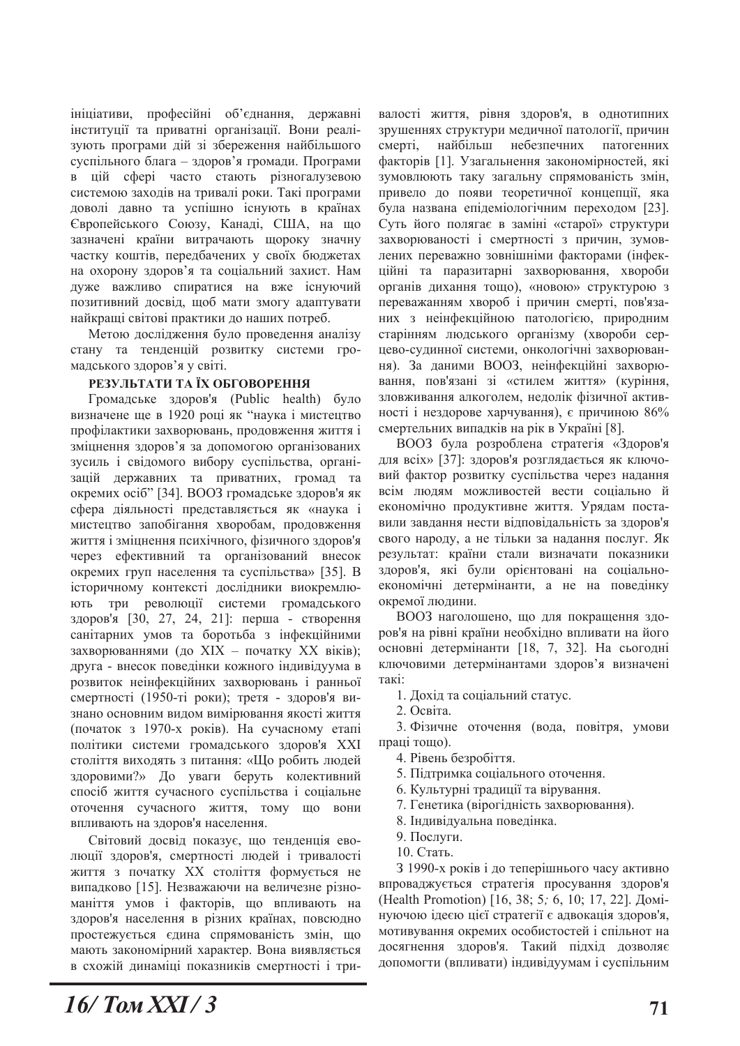ініціативи, професійні об'єднання, державні інституції та приватні організації. Вони реалізують програми дій зі збереження найбільшого суспільного блага – здоров'я громади. Програми в цій сфері часто стають різногалузевою системою заходів на тривалі роки. Такі програми доволі давно та успішно існують в країнах Європейського Союзу, Канаді, США, на що зазначені країни витрачають щороку значну частку коштів, передбачених у своїх бюджетах на охорону здоров'я та соціальний захист. Нам дуже важливо спиратися на вже існуючий позитивний досвід, щоб мати змогу адаптувати найкращі світові практики до наших потреб.

Метою дослідження було проведення аналізу стану та тенденцій розвитку системи громадського здоров'я у світі.

**РЕЗУЛЬТАТИ ТА ЇХ ОБГОВОРЕННЯ**

Громадське здоров'я (Public health) було визначене ще в 1920 році як "наука і мистецтво профілактики захворювань, продовження життя і зміцнення здоров'я за допомогою організованих зусиль і свідомого вибору суспільства, організацій державних та приватних, громад та окремих осіб" [34]. ВООЗ громадське здоров'я як сфера діяльності представляється як «наука і мистецтво запобігання хворобам, продовження життя і зміцнення психічного, фізичного здоров'я через ефективний та організований внесок окремих груп населення та суспільства» [35]. В історичному контексті дослідники виокремлюють три революції системи громадського здоров'я [30, 27, 24, 21]: перша - створення санітарних умов та боротьба з інфекційними захворюваннями (до XIX – початку XX віків); друга - внесок поведінки кожного індивідуума в розвиток неінфекційних захворювань і ранньої смертності (1950-ті роки); третя - здоров'я визнано основним видом вимірювання якості життя (початок з 1970-х років). На сучасному етапі політики системи громадського здоров'я XXI століття виходять з питання: «Що робить людей здоровими?» До уваги беруть колективний спосіб життя сучасного суспільства і соціальне оточення сучасного життя, тому що вони впливають на здоров'я населення.

Світовий досвід показує, що тенденція еволюції здоров'я, смертності людей і тривалості життя з початку XX століття формується не випадково [15]. Незважаючи на величезне різноманіття умов і факторів, що впливають на здоров'я населення в різних країнах, повсюдно простежується єдина спрямованість змін, що мають закономірний характер. Вона виявляється в схожій динаміці показників смертності і тривалості життя, рівня здоров'я, в однотипних зрушеннях структури медичної патології, причин смерті, найбільш небезпечних патогенних факторів [1]. Узагальнення закономірностей, які зумовлюють таку загальну спрямованість змін, привело до появи теоретичної концепції, яка була названа епідеміологічним переходом [23]. Суть його полягає в заміні «старої» структури захворюваності і смертності з причин, зумовлених переважно зовнішніми факторами (інфекційні та паразитарні захворювання, хвороби органів дихання тощо), «новою» структурою з переважанням хвороб і причин смерті, пов'язаних з неінфекційною патологією, природним старінням людського організму (хвороби серцево-судинної системи, онкологічні захворювання). За даними ВООЗ, неінфекційні захворювання, пов'язані зі «стилем життя» (куріння, зловживання алкоголем, недолік фізичної активності і нездорове харчування), є причиною 86% смертельних випадків на рік в Україні [8].

ВООЗ була розроблена стратегія «Здоров'я для всіх» [37]: здоров'я розглядається як ключовий фактор розвитку суспільства через надання всім людям можливостей вести соціально й економічно продуктивне життя. Урядам поставили завдання нести відповідальність за здоров'я свого народу, а не тільки за надання послуг. Як результат: країни стали визначати показники здоров'я, які були орієнтовані на соціально-економічні детермінанти, а не на поведінку окремої людини.

ВООЗ наголошено, що для покращення здоров'я на рівні країни необхідно впливати на його основні детермінанти [18, 7, 32]. На сьогодні ключовими детермінантами здоров'я визначені такі:

1. Дохід та соціальний статус.
2. Освіта.
3. Фізичне оточення (вода, повітря, умови праці тощо).
4. Рівень безробіття.
5. Підтримка соціального оточення.
6. Культурні традиції та вірування.
7. Генетика (вірогідність захворювання).
8. Індивідуальна поведінка.
9. Послуги.
10. Стать.

З 1990-х років і до теперішнього часу активно впроваджується стратегія просування здоров'я (Health Promotion) [16, 38; 5; 6, 10; 17, 22]. Домінуючою ідеєю цієї стратегії є адвокація здоров'я, мотивування окремих особистостей і спільнот на досягнення здоров'я. Такий підхід дозволяє допомогти (впливати) індивідуумам і суспільним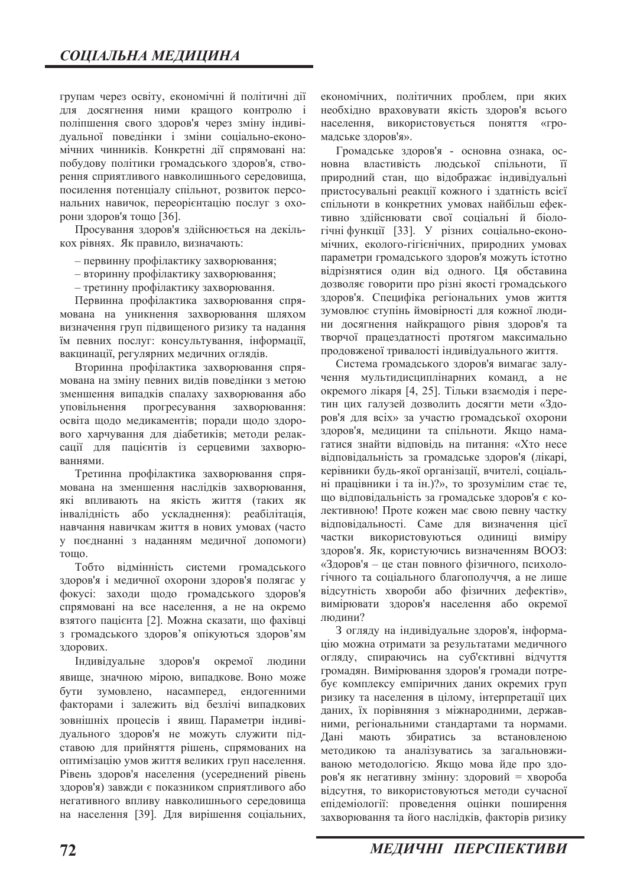групам через освіту, економічні й політичні дії для досягнення ними кращого контролю і поліпшення свого здоров'я через зміну індивідуальної поведінки і зміни соціально-економічних чинників. Конкретні дії спрямовані на: побудову політики громадського здоров'я, створення сприятливого навколишнього середовища, посилення потенціалу спільнот, розвиток персональних навичок, переорієнтацію послуг з охорони здоров'я тощо [36].

Просування здоров'я здійснюється на декількох рівнях. Як правило, визначають:

– первинну профілактику захворювання;
– вторинну профілактику захворювання;
– третинну профілактику захворювання.

Первинна профілактика захворювання спрямована на уникнення захворювання шляхом визначення груп підвищеного ризику та надання їм певних послуг: консультування, інформації, вакцинації, регулярних медичних оглядів.

Вторинна профілактика захворювання спрямована на зміну певних видів поведінки з метою зменшення випадків спалаху захворювання або уповільнення прогресування захворювання: освіта щодо медикаментів; поради щодо здорового харчування для діабетиків; методи релаксації для пацієнтів із серцевими захворюваннями.

Третинна профілактика захворювання спрямована на зменшення наслідків захворювання, які впливають на якість життя (таких як інвалідність або ускладнення): реабілітація, навчання навичкам життя в нових умовах (часто у поєднанні з наданням медичної допомоги) тощо.

Тобто відмінність системи громадського здоров'я і медичної охорони здоров'я полягає у фокусі: заходи щодо громадського здоров'я спрямовані на все населення, а не на окремо взятого пацієнта [2]. Можна сказати, що фахівці з громадського здоров'я опікуються здоров'ям здорових.

Індивідуальне здоров'я окремої людини явище, значною мірою, випадкове. Воно може бути зумовлено, насамперед, ендогенними факторами і залежить від безлічі випадкових зовнішніх процесів і явищ. Параметри індивідуального здоров'я не можуть служити підставою для прийняття рішень, спрямованих на оптимізацію умов життя великих груп населення. Рівень здоров'я населення (усереднений рівень здоров'я) завжди є показником сприятливого або негативного впливу навколишнього середовища на населення [39]. Для вирішення соціальних, економічних, політичних проблем, при яких необхідно враховувати якість здоров'я всього населення, використовується поняття «громадське здоров'я».

Громадське здоров'я - основна ознака, основна властивість людської спільноти, її природний стан, що відображає індивідуальні пристосувальні реакції кожного і здатність всієї спільноти в конкретних умовах найбільш ефективно здійснювати свої соціальні й біологічні функції [33]. У різних соціально-економічних, еколого-гігієнічних, природних умовах параметри громадського здоров'я можуть істотно відрізнятися один від одного. Ця обставина дозволяє говорити про різні якості громадського здоров'я. Специфіка регіональних умов життя зумовлює ступінь ймовірності для кожної людини досягнення найкращого рівня здоров'я та творчої працездатності протягом максимально продовженої тривалості індивідуального життя.

Система громадського здоров'я вимагає залучення мультидисциплінарних команд, а не окремого лікаря [4, 25]. Тільки взаємодія і перетин цих галузей дозволить досягти мети «Здоров'я для всіх» за участю громадської охорони здоров'я, медицини та спільноти. Якщо намагатися знайти відповідь на питання: «Хто несе відповідальність за громадське здоров'я (лікарі, керівники будь-якої організації, вчителі, соціальні працівники і та ін.)?», то зрозумілим стає те, що відповідальність за громадське здоров'я є колективною! Проте кожен має свою певну частку відповідальності. Саме для визначення цієї частки використовуються одиниці виміру здоров'я. Як, користуючись визначенням ВООЗ: «Здоров'я – це стан повного фізичного, психологічного та соціального благополуччя, а не лише відсутність хвороби або фізичних дефектів», вимірювати здоров'я населення або окремої людини?

З огляду на індивідуальне здоров'я, інформацію можна отримати за результатами медичного огляду, спираючись на суб'єктивні відчуття громадян. Вимірювання здоров'я громади потребує комплексу емпіричних даних окремих груп ризику та населення в цілому, інтерпретації цих даних, їх порівняння з міжнародними, державними, регіональними стандартами та нормами. Дані мають збиратись за встановленою методикою та аналізуватись за загальновживаною методологією. Якщо мова йде про здоров'я як негативну змінну: здоровий = хвороба відсутня, то використовуються методи сучасної епідеміології: проведення оцінки поширення захворювання та його наслідків, факторів ризику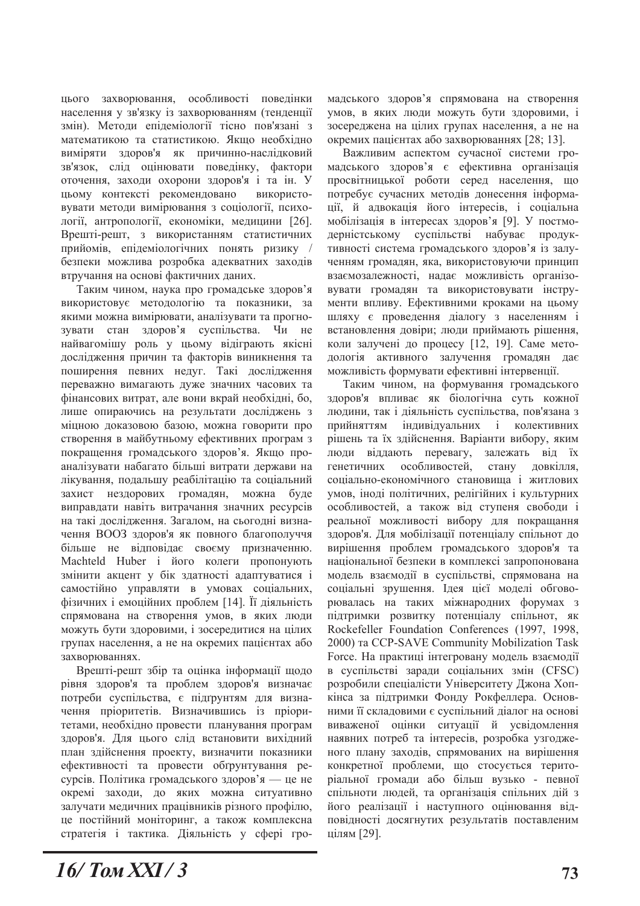цього захворювання, особливості поведінки населення у зв'язку із захворюванням (тенденції змін). Методи епідеміології тісно пов'язані з математикою та статистикою. Якщо необхідно виміряти здоров'я як причинно-наслідковий зв'язок, слід оцінювати поведінку, фактори оточення, заходи охорони здоров'я і та ін. У цьому контексті рекомендовано використовувати методи вимірювання з соціології, психології, антропології, економіки, медицини [26]. Врешті-решт, з використанням статистичних прийомів, епідеміологічних понять ризику / безпеки можлива розробка адекватних заходів втручання на основі фактичних даних.

Таким чином, наука про громадське здоров'я використовує методологію та показники, за якими можна вимірювати, аналізувати та прогнозувати стан здоров'я суспільства. Чи не найвагомішу роль у цьому відіграють якісні дослідження причин та факторів виникнення та поширення певних недуг. Такі дослідження переважно вимагають дуже значних часових та фінансових витрат, але вони вкрай необхідні, бо, лише опираючись на результати досліджень з міцною доказовою базою, можна говорити про створення в майбутньому ефективних програм з покращення громадського здоров'я. Якщо проаналізувати набагато більші витрати держави на лікування, подальшу реабілітацію та соціальний захист нездорових громадян, можна буде виправдати навіть витрачання значних ресурсів на такі дослідження. Загалом, на сьогодні визначення ВООЗ здоров'я як повного благополуччя більше не відповідає своєму призначенню. Machteld Huber і його колеги пропонують змінити акцент у бік здатності адаптуватися і самостійно управляти в умовах соціальних, фізичних і емоційних проблем [14]. Її діяльність спрямована на створення умов, в яких люди можуть бути здоровими, і зосередитися на цілих групах населення, а не на окремих пацієнтах або захворюваннях.

Врешті-решт збір та оцінка інформації щодо рівня здоров'я та проблем здоров'я визначає потреби суспільства, є підґрунтям для визначення пріоритетів. Визначившись із пріоритетами, необхідно провести планування програм здоров'я. Для цього слід встановити вихідний план здійснення проекту, визначити показники ефективності та провести обґрунтування ресурсів. Політика громадського здоров'я — це не окремі заходи, до яких можна ситуативно залучати медичних працівників різного профілю, це постійний моніторинг, а також комплексна стратегія і тактика. Діяльність у сфері громадського здоров'я спрямована на створення умов, в яких люди можуть бути здоровими, і зосереджена на цілих групах населення, а не на окремих пацієнтах або захворюваннях [28; 13].

Важливим аспектом сучасної системи громадського здоров'я є ефективна організація просвітницької роботи серед населення, що потребує сучасних методів донесення інформації, й адвокація його інтересів, і соціальна мобілізація в інтересах здоров'я [9]. У постмодерністському суспільстві набуває продуктивності система громадського здоров'я із залученням громадян, яка, використовуючи принцип взаємозалежності, надає можливість організовувати громадян та використовувати інструменти впливу. Ефективними кроками на цьому шляху є проведення діалогу з населенням і встановлення довіри; люди приймають рішення, коли залучені до процесу [12, 19]. Саме методологія активного залучення громадян дає можливість формувати ефективні інтервенції.

Таким чином, на формування громадського здоров'я впливає як біологічна суть кожної людини, так і діяльність суспільства, пов'язана з прийняттям індивідуальних і колективних рішень та їх здійснення. Варіанти вибору, яким люди віддають перевагу, залежать від їх генетичних особливостей, стану довкілля, соціально-економічного становища і житлових умов, іноді політичних, релігійних і культурних особливостей, а також від ступеня свободи і реальної можливості вибору для покращання здоров'я. Для мобілізації потенціалу спільнот до вирішення проблем громадського здоров'я та національної безпеки в комплексі запропонована модель взаємодії в суспільстві, спрямована на соціальні зрушення. Ідея цієї моделі обговорювалась на таких міжнародних форумах з підтримки розвитку потенціалу спільнот, як Rockefeller Foundation Conferences (1997, 1998, 2000) та CCP-SAVE Community Mobilization Task Force. На практиці інтегровану модель взаємодії в суспільстві заради соціальних змін (CFSC) розробили спеціалісти Університету Джона Хопкінса за підтримки Фонду Рокфеллера. Основними її складовими є суспільний діалог на основі виваженої оцінки ситуації й усвідомлення наявних потреб та інтересів, розробка узгодженого плану заходів, спрямованих на вирішення конкретної проблеми, що стосується територіальної громади або більш вузько - певної спільноти людей, та організація спільних дій з його реалізації і наступного оцінювання відповідності досягнутих результатів поставленим цілям [29].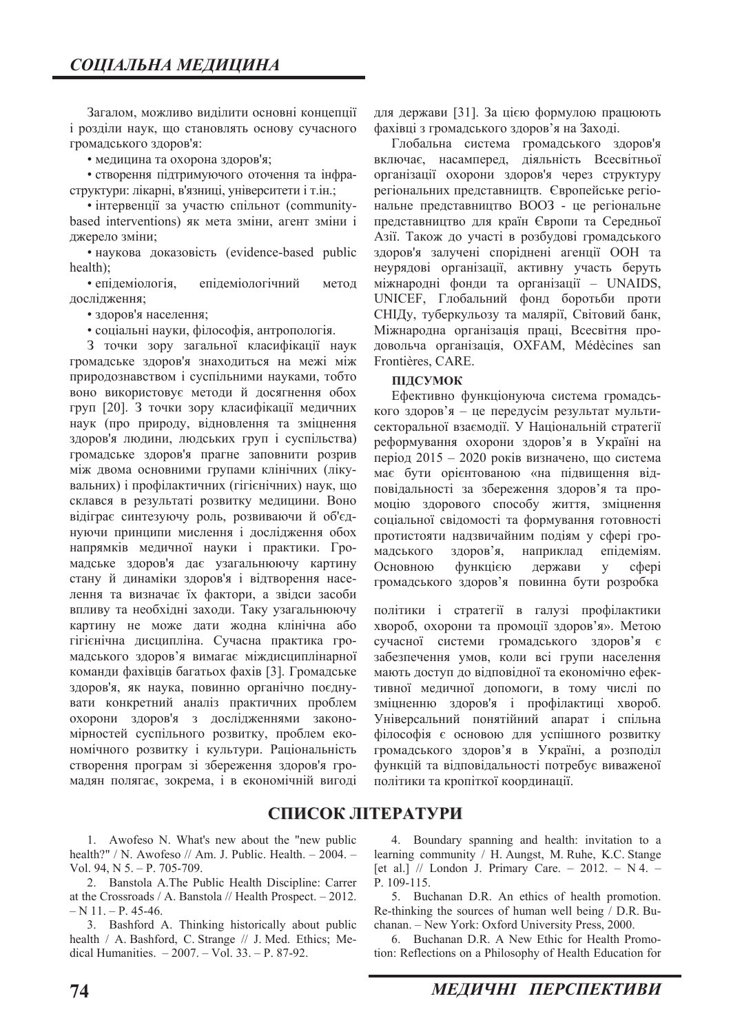Загалом, можливо виділити основні концепції і розділи наук, що становлять основу сучасного громадського здоров'я:

- медицина та охорона здоров'я;
- створення підтримуючого оточення та інфраструктури: лікарні, в'язниці, університети і т.ін.;
- інтервенції за участю спільнот (community-based interventions) як мета зміни, агент зміни і джерело зміни;
- наукова доказовість (evidence-based public health);
- епідеміологія, епідеміологічний метод дослідження;
- здоров'я населення;
- соціальні науки, філософія, антропологія.

З точки зору загальної класифікації наук громадське здоров'я знаходиться на межі між природознавством і суспільними науками, тобто воно використовує методи й досягнення обох груп [20]. З точки зору класифікації медичних наук (про природу, відновлення та зміцнення здоров'я людини, людських груп і суспільства) громадське здоров'я прагне заповнити розрив між двома основними групами клінічних (лікувальних) і профілактичних (гігієнічних) наук, що склався в результаті розвитку медицини. Воно відіграє синтезуючу роль, розвиваючи й об'єднуючи принципи мислення і дослідження обох напрямків медичної науки і практики. Громадське здоров'я дає узагальнюючу картину стану й динаміки здоров'я і відтворення населення та визначає їх фактори, а звідси засоби впливу та необхідні заходи. Таку узагальнюючу картину не може дати жодна клінічна або гігієнічна дисципліна. Сучасна практика громадського здоров'я вимагає міждисциплінарної команди фахівців багатьох фахів [3]. Громадське здоров'я, як наука, повинно органічно поєднувати конкретний аналіз практичних проблем охорони здоров'я з дослідженнями закономірностей суспільного розвитку, проблем економічного розвитку і культури. Раціональність створення програм зі збереження здоров'я громадян полягає, зокрема, і в економічній вигоді для держави [31]. За цією формулою працюють фахівці з громадського здоров'я на Заході.

Глобальна система громадського здоров'я включає, насамперед, діяльність Всесвітньої організації охорони здоров'я через структуру регіональних представництв. Європейське регіональне представництво ВООЗ - це регіональне представництво для країн Європи та Середньої Азії. Також до участі в розбудові громадського здоров'я залучені споріднені агенції ООН та неурядові організації, активну участь беруть міжнародні фонди та організації – UNAIDS, UNICEF, Глобальний фонд боротьби проти СНІДу, туберкульозу та малярії, Світовий банк, Міжнародна організація праці, Всесвітня продовольча організація, OXFAM, Médècines san Frontières, CARE.

**ПІДСУМОК**

Ефективно функціонуюча система громадського здоров'я – це передусім результат мультисекторальної взаємодії. У Національній стратегії реформування охорони здоров'я в Україні на період 2015 – 2020 років визначено, що система має бути орієнтованою «на підвищення відповідальності за збереження здоров'я та промоцію здорового способу життя, зміцнення соціальної свідомості та формування готовності протистояти надзвичайним подіям у сфері громадського здоров'я, наприклад епідеміям. Основною функцією держави у сфері громадського здоров'я повинна бути розробка політики і стратегії в галузі профілактики хвороб, охорони та промоції здоров'я». Метою сучасної системи громадського здоров'я є забезпечення умов, коли всі групи населення мають доступ до відповідної та економічно ефективної медичної допомоги, в тому числі по зміцненню здоров'я і профілактиці хвороб. Універсальний понятійний апарат і спільна філософія є основою для успішного розвитку громадського здоров'я в Україні, а розподіл функцій та відповідальності потребує виваженої політики та кропіткої координації.

## СПИСОК ЛІТЕРАТУРИ

1. Awofeso N. What's new about the "new public health?" / N. Awofeso // Am. J. Public. Health. – 2004. – Vol. 94, N 5. – P. 705-709.
2. Banstola A.The Public Health Discipline: Carrer at the Crossroads / A. Banstola // Health Prospect. – 2012. – N 11. – P. 45-46.
3. Bashford A. Thinking historically about public health / A. Bashford, C. Strange // J. Med. Ethics; Medical Humanities. – 2007. – Vol. 33. – P. 87-92.
4. Boundary spanning and health: invitation to a learning community / H. Aungst, M. Ruhe, K.C. Stange [et al.] // London J. Primary Care. – 2012. – N 4. – P. 109-115.
5. Buchanan D.R. An ethics of health promotion. Re-thinking the sources of human well being / D.R. Buchanan. – New York: Oxford University Press, 2000.
6. Buchanan D.R. A New Ethic for Health Promotion: Reflections on a Philosophy of Health Education for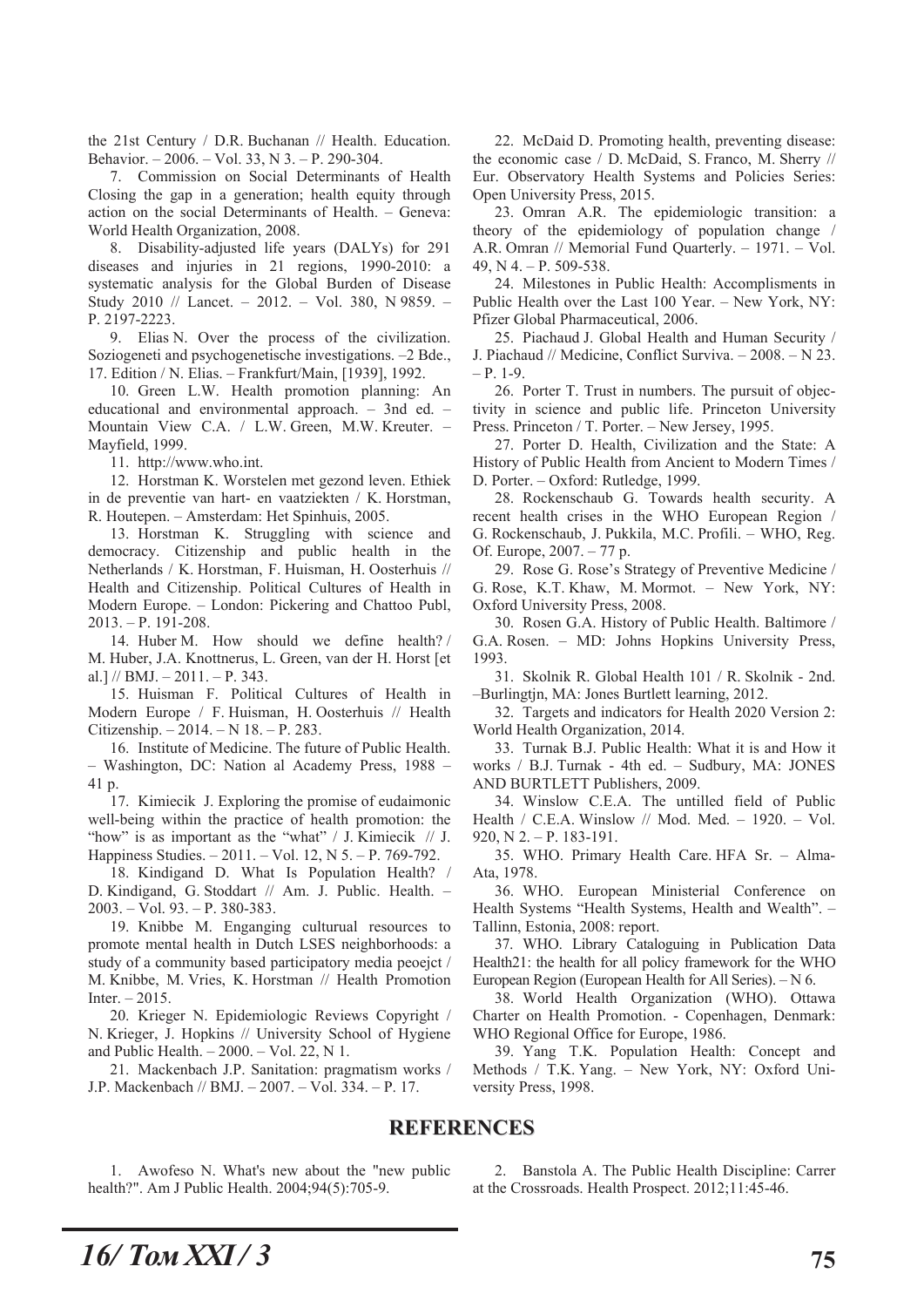the 21st Century / D.R. Buchanan // Health. Education. Behavior. – 2006. – Vol. 33, N 3. – P. 290-304.

7. Commission on Social Determinants of Health Closing the gap in a generation; health equity through action on the social Determinants of Health. – Geneva: World Health Organization, 2008.

8. Disability-adjusted life years (DALYs) for 291 diseases and injuries in 21 regions, 1990-2010: a systematic analysis for the Global Burden of Disease Study 2010 // Lancet. – 2012. – Vol. 380, N 9859. – P. 2197-2223.

9. Elias N. Over the process of the civilization. Soziogeneti and psychogenetische investigations. –2 Bde., 17. Edition / N. Elias. – Frankfurt/Main, [1939], 1992.

10. Green L.W. Health promotion planning: An educational and environmental approach. – 3nd ed. – Mountain View C.A. / L.W. Green, M.W. Kreuter. – Mayfield, 1999.

11. http://www.who.int.

12. Horstman K. Worstelen met gezond leven. Ethiek in de preventie van hart- en vaatziekten / K. Horstman, R. Houtepen. – Amsterdam: Het Spinhuis, 2005.

13. Horstman K. Struggling with science and democracy. Citizenship and public health in the Netherlands / K. Horstman, F. Huisman, H. Oosterhuis // Health and Citizenship. Political Cultures of Health in Modern Europe. – London: Pickering and Chattoo Publ, 2013. – P. 191-208.

14. Huber M. How should we define health? / M. Huber, J.A. Knottnerus, L. Green, van der H. Horst [et al.] // BMJ. – 2011. – P. 343.

15. Huisman F. Political Cultures of Health in Modern Europe / F. Huisman, H. Oosterhuis // Health Citizenship. – 2014. – N 18. – P. 283.

16. Institute of Medicine. The future of Public Health. – Washington, DC: Nation al Academy Press, 1988 – 41 p.

17. Kimiecik J. Exploring the promise of eudaimonic well-being within the practice of health promotion: the "how" is as important as the "what" / J. Kimiecik // J. Happiness Studies. – 2011. – Vol. 12, N 5. – P. 769-792.

18. Kindigand D. What Is Population Health? / D. Kindigand, G. Stoddart // Am. J. Public. Health. – 2003. – Vol. 93. – P. 380-383.

19. Knibbe M. Enganging culturual resources to promote mental health in Dutch LSES neighborhoods: a study of a community based participatory media peoejct / M. Knibbe, M. Vries, K. Horstman // Health Promotion Inter. – 2015.

20. Krieger N. Epidemiologic Reviews Copyright / N. Krieger, J. Hopkins // University School of Hygiene and Public Health. – 2000. – Vol. 22, N 1.

21. Mackenbach J.P. Sanitation: pragmatism works / J.P. Mackenbach // BMJ. – 2007. – Vol. 334. – P. 17.

22. McDaid D. Promoting health, preventing disease: the economic case / D. McDaid, S. Franco, M. Sherry // Eur. Observatory Health Systems and Policies Series: Open University Press, 2015.

23. Omran A.R. The epidemiologic transition: a theory of the epidemiology of population change / A.R. Omran // Memorial Fund Quarterly. – 1971. – Vol. 49, N 4. – P. 509-538.

24. Milestones in Public Health: Accomplisments in Public Health over the Last 100 Year. – New York, NY: Pfizer Global Pharmaceutical, 2006.

25. Piachaud J. Global Health and Human Security / J. Piachaud // Medicine, Conflict Surviva. – 2008. – N 23. – P. 1-9.

26. Porter T. Trust in numbers. The pursuit of objectivity in science and public life. Princeton University Press. Princeton / T. Porter. – New Jersey, 1995.

27. Porter D. Health, Civilization and the State: A History of Public Health from Ancient to Modern Times / D. Porter. – Oxford: Rutledge, 1999.

28. Rockenschaub G. Towards health security. A recent health crises in the WHO European Region / G. Rockenschaub, J. Pukkila, M.C. Profili. – WHO, Reg. Of. Europe, 2007. – 77 p.

29. Rose G. Rose's Strategy of Preventive Medicine / G. Rose, K.T. Khaw, M. Mormot. – New York, NY: Oxford University Press, 2008.

30. Rosen G.A. History of Public Health. Baltimore / G.A. Rosen. – MD: Johns Hopkins University Press, 1993.

31. Skolnik R. Global Health 101 / R. Skolnik - 2nd. –Burlingtjn, MA: Jones Burtlett learning, 2012.

32. Targets and indicators for Health 2020 Version 2: World Health Organization, 2014.

33. Turnak B.J. Public Health: What it is and How it works / B.J. Turnak - 4th ed. – Sudbury, MA: JONES AND BURTLETT Publishers, 2009.

34. Winslow C.E.A. The untilled field of Public Health / C.E.A. Winslow // Mod. Med. – 1920. – Vol. 920, N 2. – P. 183-191.

35. WHO. Primary Health Care. HFA Sr. – Alma-Ata, 1978.

36. WHO. European Ministerial Conference on Health Systems "Health Systems, Health and Wealth". – Tallinn, Estonia, 2008: report.

37. WHO. Library Cataloguing in Publication Data Health21: the health for all policy framework for the WHO European Region (European Health for All Series). – N 6.

38. World Health Organization (WHO). Ottawa Charter on Health Promotion. - Copenhagen, Denmark: WHO Regional Office for Europe, 1986.

39. Yang T.K. Population Health: Concept and Methods / T.K. Yang. – New York, NY: Oxford University Press, 1998.

## REFERENCES

1. Awofeso N. What's new about the "new public health?". Am J Public Health. 2004;94(5):705-9.

2. Banstola A. The Public Health Discipline: Carrer at the Crossroads. Health Prospect. 2012;11:45-46.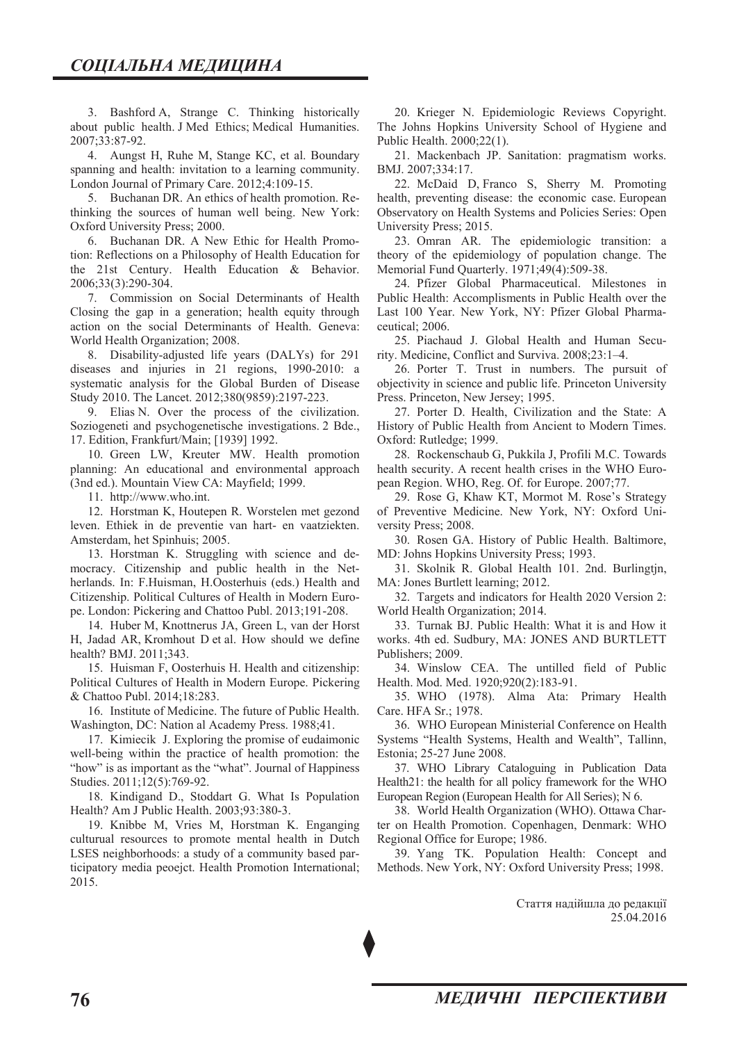3. Bashford A, Strange C. Thinking historically about public health. J Med Ethics; Medical Humanities. 2007;33:87-92.

4. Aungst H, Ruhe M, Stange KC, et al. Boundary spanning and health: invitation to a learning community. London Journal of Primary Care. 2012;4:109-15.

5. Buchanan DR. An ethics of health promotion. Rethinking the sources of human well being. New York: Oxford University Press; 2000.

6. Buchanan DR. A New Ethic for Health Promotion: Reflections on a Philosophy of Health Education for the 21st Century. Health Education & Behavior. 2006;33(3):290-304.

7. Commission on Social Determinants of Health Closing the gap in a generation; health equity through action on the social Determinants of Health. Geneva: World Health Organization; 2008.

8. Disability-adjusted life years (DALYs) for 291 diseases and injuries in 21 regions, 1990-2010: a systematic analysis for the Global Burden of Disease Study 2010. The Lancet. 2012;380(9859):2197-223.

9. Elias N. Over the process of the civilization. Soziogeneti and psychogenetische investigations. 2 Bde., 17. Edition, Frankfurt/Main; [1939] 1992.

10. Green LW, Kreuter MW. Health promotion planning: An educational and environmental approach (3nd ed.). Mountain View CA: Mayfield; 1999.

11. http://www.who.int.

12. Horstman K, Houtepen R. Worstelen met gezond leven. Ethiek in de preventie van hart- en vaatziekten. Amsterdam, het Spinhuis; 2005.

13. Horstman K. Struggling with science and democracy. Citizenship and public health in the Netherlands. In: F.Huisman, H.Oosterhuis (eds.) Health and Citizenship. Political Cultures of Health in Modern Europe. London: Pickering and Chattoo Publ. 2013;191-208.

14. Huber M, Knottnerus JA, Green L, van der Horst H, Jadad AR, Kromhout D et al. How should we define health? BMJ. 2011;343.

15. Huisman F, Oosterhuis H. Health and citizenship: Political Cultures of Health in Modern Europe. Pickering & Chattoo Publ. 2014;18:283.

16. Institute of Medicine. The future of Public Health. Washington, DC: Nation al Academy Press. 1988;41.

17. Kimiecik J. Exploring the promise of eudaimonic well-being within the practice of health promotion: the "how" is as important as the "what". Journal of Happiness Studies. 2011;12(5):769-92.

18. Kindigand D., Stoddart G. What Is Population Health? Am J Public Health. 2003;93:380-3.

19. Knibbe M, Vries M, Horstman K. Enganging culturual resources to promote mental health in Dutch LSES neighborhoods: a study of a community based participatory media peoejct. Health Promotion International; 2015.

20. Krieger N. Epidemiologic Reviews Copyright. The Johns Hopkins University School of Hygiene and Public Health. 2000;22(1).

21. Mackenbach JP. Sanitation: pragmatism works. BMJ. 2007;334:17.

22. McDaid D, Franco S, Sherry M. Promoting health, preventing disease: the economic case. European Observatory on Health Systems and Policies Series: Open University Press; 2015.

23. Omran AR. The epidemiologic transition: a theory of the epidemiology of population change. The Memorial Fund Quarterly. 1971;49(4):509-38.

24. Pfizer Global Pharmaceutical. Milestones in Public Health: Accomplisments in Public Health over the Last 100 Year. New York, NY: Pfizer Global Pharmaceutical; 2006.

25. Piachaud J. Global Health and Human Security. Medicine, Conflict and Surviva. 2008;23:1–4.

26. Porter T. Trust in numbers. The pursuit of objectivity in science and public life. Princeton University Press. Princeton, New Jersey; 1995.

27. Porter D. Health, Civilization and the State: A History of Public Health from Ancient to Modern Times. Oxford: Rutledge; 1999.

28. Rockenschaub G, Pukkila J, Profili M.C. Towards health security. A recent health crises in the WHO European Region. WHO, Reg. Of. for Europe. 2007;77.

29. Rose G, Khaw KT, Mormot M. Rose's Strategy of Preventive Medicine. New York, NY: Oxford University Press; 2008.

30. Rosen GA. History of Public Health. Baltimore, MD: Johns Hopkins University Press; 1993.

31. Skolnik R. Global Health 101. 2nd. Burlingtjn, MA: Jones Burtlett learning; 2012.

32. Targets and indicators for Health 2020 Version 2: World Health Organization; 2014.

33. Turnak BJ. Public Health: What it is and How it works. 4th ed. Sudbury, MA: JONES AND BURTLETT Publishers; 2009.

34. Winslow CEA. The untilled field of Public Health. Mod. Med. 1920;920(2):183-91.

35. WHO (1978). Alma Ata: Primary Health Care. HFA Sr.; 1978.

36. WHO European Ministerial Conference on Health Systems "Health Systems, Health and Wealth", Tallinn, Estonia; 25-27 June 2008.

37. WHO Library Cataloguing in Publication Data Health21: the health for all policy framework for the WHO European Region (European Health for All Series); N 6.

38. World Health Organization (WHO). Ottawa Charter on Health Promotion. Copenhagen, Denmark: WHO Regional Office for Europe; 1986.

39. Yang TK. Population Health: Concept and Methods. New York, NY: Oxford University Press; 1998.

Стаття надійшла до редакції
25.04.2016